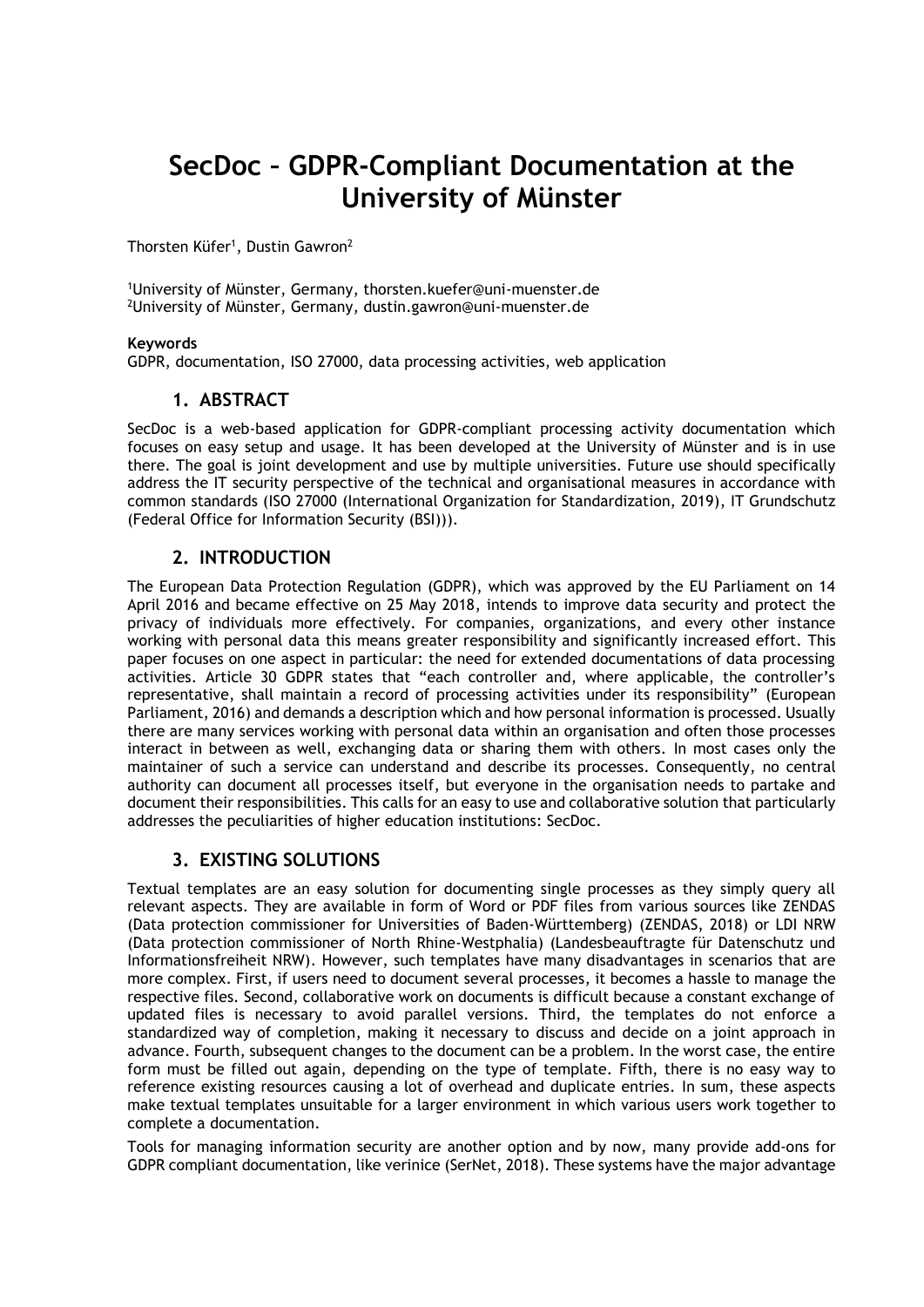# SecDoc – GDPR-Compliant Documentation at the University of Münster

Thorsten Küfer[1], Dustin Gawron[2]

[1]University of Münster, Germany, thorsten.kuefer@uni-muenster.de
[2]University of Münster, Germany, dustin.gawron@uni-muenster.de

**Keywords**
GDPR, documentation, ISO 27000, data processing activities, web application

## 1. ABSTRACT

SecDoc is a web-based application for GDPR-compliant processing activity documentation which focuses on easy setup and usage. It has been developed at the University of Münster and is in use there. The goal is joint development and use by multiple universities. Future use should specifically address the IT security perspective of the technical and organisational measures in accordance with common standards (ISO 27000 (International Organization for Standardization, 2019), IT Grundschutz (Federal Office for Information Security (BSI))).

## 2. INTRODUCTION

The European Data Protection Regulation (GDPR), which was approved by the EU Parliament on 14 April 2016 and became effective on 25 May 2018, intends to improve data security and protect the privacy of individuals more effectively. For companies, organizations, and every other instance working with personal data this means greater responsibility and significantly increased effort. This paper focuses on one aspect in particular: the need for extended documentations of data processing activities. Article 30 GDPR states that "each controller and, where applicable, the controller's representative, shall maintain a record of processing activities under its responsibility" (European Parliament, 2016) and demands a description which and how personal information is processed. Usually there are many services working with personal data within an organisation and often those processes interact in between as well, exchanging data or sharing them with others. In most cases only the maintainer of such a service can understand and describe its processes. Consequently, no central authority can document all processes itself, but everyone in the organisation needs to partake and document their responsibilities. This calls for an easy to use and collaborative solution that particularly addresses the peculiarities of higher education institutions: SecDoc.

## 3. EXISTING SOLUTIONS

Textual templates are an easy solution for documenting single processes as they simply query all relevant aspects. They are available in form of Word or PDF files from various sources like ZENDAS (Data protection commissioner for Universities of Baden-Württemberg) (ZENDAS, 2018) or LDI NRW (Data protection commissioner of North Rhine-Westphalia) (Landesbeauftragte für Datenschutz und Informationsfreiheit NRW). However, such templates have many disadvantages in scenarios that are more complex. First, if users need to document several processes, it becomes a hassle to manage the respective files. Second, collaborative work on documents is difficult because a constant exchange of updated files is necessary to avoid parallel versions. Third, the templates do not enforce a standardized way of completion, making it necessary to discuss and decide on a joint approach in advance. Fourth, subsequent changes to the document can be a problem. In the worst case, the entire form must be filled out again, depending on the type of template. Fifth, there is no easy way to reference existing resources causing a lot of overhead and duplicate entries. In sum, these aspects make textual templates unsuitable for a larger environment in which various users work together to complete a documentation.

Tools for managing information security are another option and by now, many provide add-ons for GDPR compliant documentation, like verinice (SerNet, 2018). These systems have the major advantage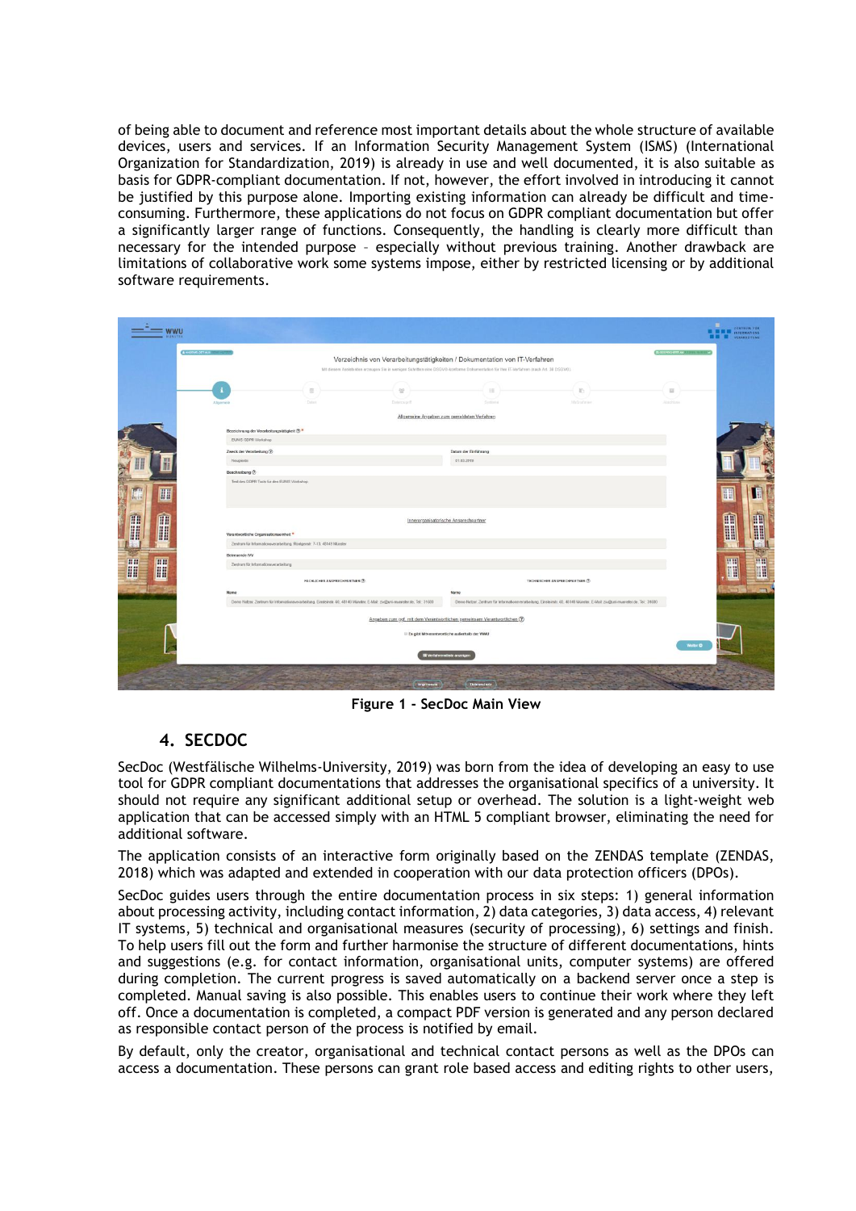of being able to document and reference most important details about the whole structure of available devices, users and services. If an Information Security Management System (ISMS) (International Organization for Standardization, 2019) is already in use and well documented, it is also suitable as basis for GDPR-compliant documentation. If not, however, the effort involved in introducing it cannot be justified by this purpose alone. Importing existing information can already be difficult and time-consuming. Furthermore, these applications do not focus on GDPR compliant documentation but offer a significantly larger range of functions. Consequently, the handling is clearly more difficult than necessary for the intended purpose – especially without previous training. Another drawback are limitations of collaborative work some systems impose, either by restricted licensing or by additional software requirements.

**Figure 1 - SecDoc Main View**

## 4. SECDOC

SecDoc (Westfälische Wilhelms-University, 2019) was born from the idea of developing an easy to use tool for GDPR compliant documentations that addresses the organisational specifics of a university. It should not require any significant additional setup or overhead. The solution is a light-weight web application that can be accessed simply with an HTML 5 compliant browser, eliminating the need for additional software.

The application consists of an interactive form originally based on the ZENDAS template (ZENDAS, 2018) which was adapted and extended in cooperation with our data protection officers (DPOs).

SecDoc guides users through the entire documentation process in six steps: 1) general information about processing activity, including contact information, 2) data categories, 3) data access, 4) relevant IT systems, 5) technical and organisational measures (security of processing), 6) settings and finish. To help users fill out the form and further harmonise the structure of different documentations, hints and suggestions (e.g. for contact information, organisational units, computer systems) are offered during completion. The current progress is saved automatically on a backend server once a step is completed. Manual saving is also possible. This enables users to continue their work where they left off. Once a documentation is completed, a compact PDF version is generated and any person declared as responsible contact person of the process is notified by email.

By default, only the creator, organisational and technical contact persons as well as the DPOs can access a documentation. These persons can grant role based access and editing rights to other users,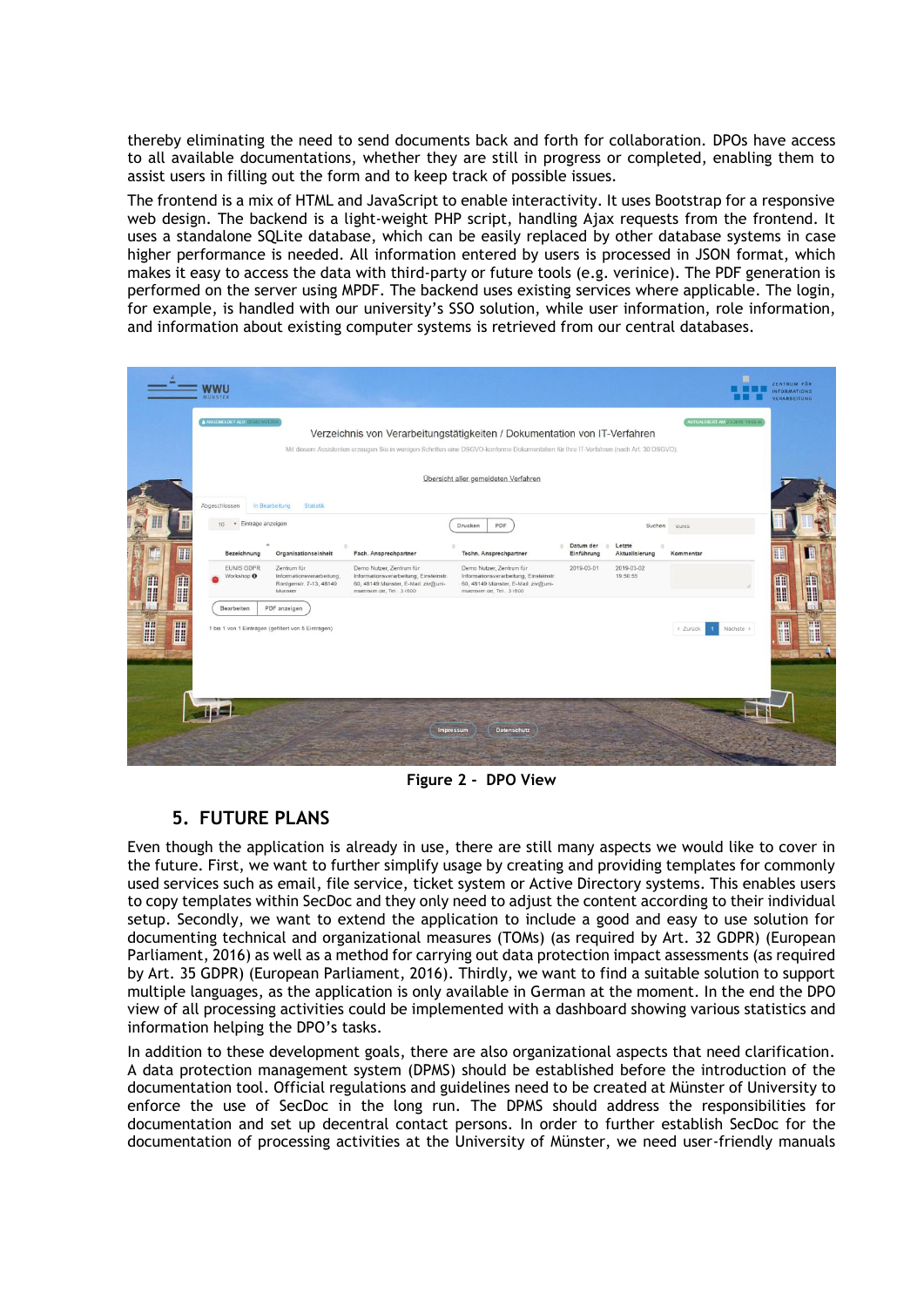thereby eliminating the need to send documents back and forth for collaboration. DPOs have access to all available documentations, whether they are still in progress or completed, enabling them to assist users in filling out the form and to keep track of possible issues.

The frontend is a mix of HTML and JavaScript to enable interactivity. It uses Bootstrap for a responsive web design. The backend is a light-weight PHP script, handling Ajax requests from the frontend. It uses a standalone SQLite database, which can be easily replaced by other database systems in case higher performance is needed. All information entered by users is processed in JSON format, which makes it easy to access the data with third-party or future tools (e.g. verinice). The PDF generation is performed on the server using MPDF. The backend uses existing services where applicable. The login, for example, is handled with our university's SSO solution, while user information, role information, and information about existing computer systems is retrieved from our central databases.

**Figure 2 - DPO View**

## 5. FUTURE PLANS

Even though the application is already in use, there are still many aspects we would like to cover in the future. First, we want to further simplify usage by creating and providing templates for commonly used services such as email, file service, ticket system or Active Directory systems. This enables users to copy templates within SecDoc and they only need to adjust the content according to their individual setup. Secondly, we want to extend the application to include a good and easy to use solution for documenting technical and organizational measures (TOMs) (as required by Art. 32 GDPR) (European Parliament, 2016) as well as a method for carrying out data protection impact assessments (as required by Art. 35 GDPR) (European Parliament, 2016). Thirdly, we want to find a suitable solution to support multiple languages, as the application is only available in German at the moment. In the end the DPO view of all processing activities could be implemented with a dashboard showing various statistics and information helping the DPO's tasks.

In addition to these development goals, there are also organizational aspects that need clarification. A data protection management system (DPMS) should be established before the introduction of the documentation tool. Official regulations and guidelines need to be created at Münster of University to enforce the use of SecDoc in the long run. The DPMS should address the responsibilities for documentation and set up decentral contact persons. In order to further establish SecDoc for the documentation of processing activities at the University of Münster, we need user-friendly manuals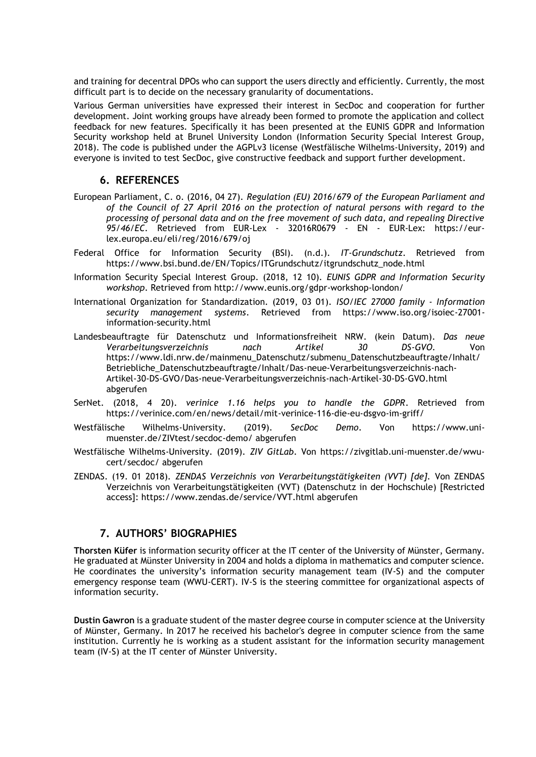and training for decentral DPOs who can support the users directly and efficiently. Currently, the most difficult part is to decide on the necessary granularity of documentations.

Various German universities have expressed their interest in SecDoc and cooperation for further development. Joint working groups have already been formed to promote the application and collect feedback for new features. Specifically it has been presented at the EUNIS GDPR and Information Security workshop held at Brunel University London (Information Security Special Interest Group, 2018). The code is published under the AGPLv3 license (Westfälische Wilhelms-University, 2019) and everyone is invited to test SecDoc, give constructive feedback and support further development.

## 6. REFERENCES

European Parliament, C. o. (2016, 04 27). *Regulation (EU) 2016/679 of the European Parliament and of the Council of 27 April 2016 on the protection of natural persons with regard to the processing of personal data and on the free movement of such data, and repealing Directive 95/46/EC*. Retrieved from EUR-Lex - 32016R0679 - EN - EUR-Lex: https://eur-lex.europa.eu/eli/reg/2016/679/oj

Federal Office for Information Security (BSI). (n.d.). *IT-Grundschutz*. Retrieved from https://www.bsi.bund.de/EN/Topics/ITGrundschutz/itgrundschutz_node.html

Information Security Special Interest Group. (2018, 12 10). *EUNIS GDPR and Information Security workshop*. Retrieved from http://www.eunis.org/gdpr-workshop-london/

International Organization for Standardization. (2019, 03 01). *ISO/IEC 27000 family - Information security management systems*. Retrieved from https://www.iso.org/isoiec-27001-information-security.html

Landesbeauftragte für Datenschutz und Informationsfreiheit NRW. (kein Datum). *Das neue Verarbeitungsverzeichnis nach Artikel 30 DS-GVO*. Von https://www.ldi.nrw.de/mainmenu_Datenschutz/submenu_Datenschutzbeauftragte/Inhalt/Betriebliche_Datenschutzbeauftragte/Inhalt/Das-neue-Verarbeitungsverzeichnis-nach-Artikel-30-DS-GVO/Das-neue-Verarbeitungsverzeichnis-nach-Artikel-30-DS-GVO.html abgerufen

SerNet. (2018, 4 20). *verinice 1.16 helps you to handle the GDPR*. Retrieved from https://verinice.com/en/news/detail/mit-verinice-116-die-eu-dsgvo-im-griff/

Westfälische Wilhelms-University. (2019). *SecDoc Demo*. Von https://www.uni-muenster.de/ZIVtest/secdoc-demo/ abgerufen

Westfälische Wilhelms-University. (2019). *ZIV GitLab*. Von https://zivgitlab.uni-muenster.de/wwu-cert/secdoc/ abgerufen

ZENDAS. (19. 01 2018). *ZENDAS Verzeichnis von Verarbeitungstätigkeiten (VVT) [de]*. Von ZENDAS Verzeichnis von Verarbeitungstätigkeiten (VVT) (Datenschutz in der Hochschule) [Restricted access]: https://www.zendas.de/service/VVT.html abgerufen

## 7. AUTHORS' BIOGRAPHIES

**Thorsten Küfer** is information security officer at the IT center of the University of Münster, Germany. He graduated at Münster University in 2004 and holds a diploma in mathematics and computer science. He coordinates the university's information security management team (IV-S) and the computer emergency response team (WWU-CERT). IV-S is the steering committee for organizational aspects of information security.

**Dustin Gawron** is a graduate student of the master degree course in computer science at the University of Münster, Germany. In 2017 he received his bachelor's degree in computer science from the same institution. Currently he is working as a student assistant for the information security management team (IV-S) at the IT center of Münster University.